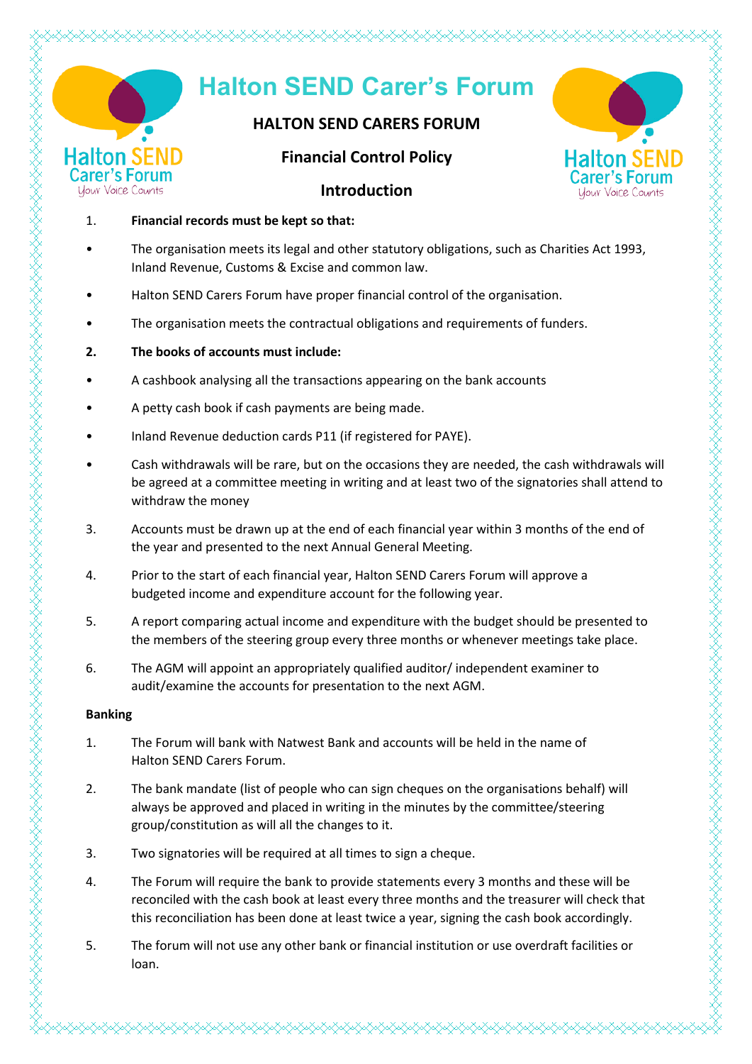# Halton SEND Carer's Forum

## HALTON SEND CARERS FORUM

## Financial Control Policy

## Introduction

1. **Financial records must be kept so that:**

- The organisation meets its legal and other statutory obligations, such as Charities Act 1993, Inland Revenue, Customs & Excise and common law.
- Halton SEND Carers Forum have proper financial control of the organisation.
- The organisation meets the contractual obligations and requirements of funders.

2. **The books of accounts must include:**

- A cashbook analysing all the transactions appearing on the bank accounts
- A petty cash book if cash payments are being made.
- Inland Revenue deduction cards P11 (if registered for PAYE).
- Cash withdrawals will be rare, but on the occasions they are needed, the cash withdrawals will be agreed at a committee meeting in writing and at least two of the signatories shall attend to withdraw the money

3. Accounts must be drawn up at the end of each financial year within 3 months of the end of the year and presented to the next Annual General Meeting.
4. Prior to the start of each financial year, Halton SEND Carers Forum will approve a budgeted income and expenditure account for the following year.
5. A report comparing actual income and expenditure with the budget should be presented to the members of the steering group every three months or whenever meetings take place.
6. The AGM will appoint an appropriately qualified auditor/ independent examiner to audit/examine the accounts for presentation to the next AGM.

**Banking**

1. The Forum will bank with Natwest Bank and accounts will be held in the name of Halton SEND Carers Forum.
2. The bank mandate (list of people who can sign cheques on the organisations behalf) will always be approved and placed in writing in the minutes by the committee/steering group/constitution as will all the changes to it.
3. Two signatories will be required at all times to sign a cheque.
4. The Forum will require the bank to provide statements every 3 months and these will be reconciled with the cash book at least every three months and the treasurer will check that this reconciliation has been done at least twice a year, signing the cash book accordingly.
5. The forum will not use any other bank or financial institution or use overdraft facilities or loan.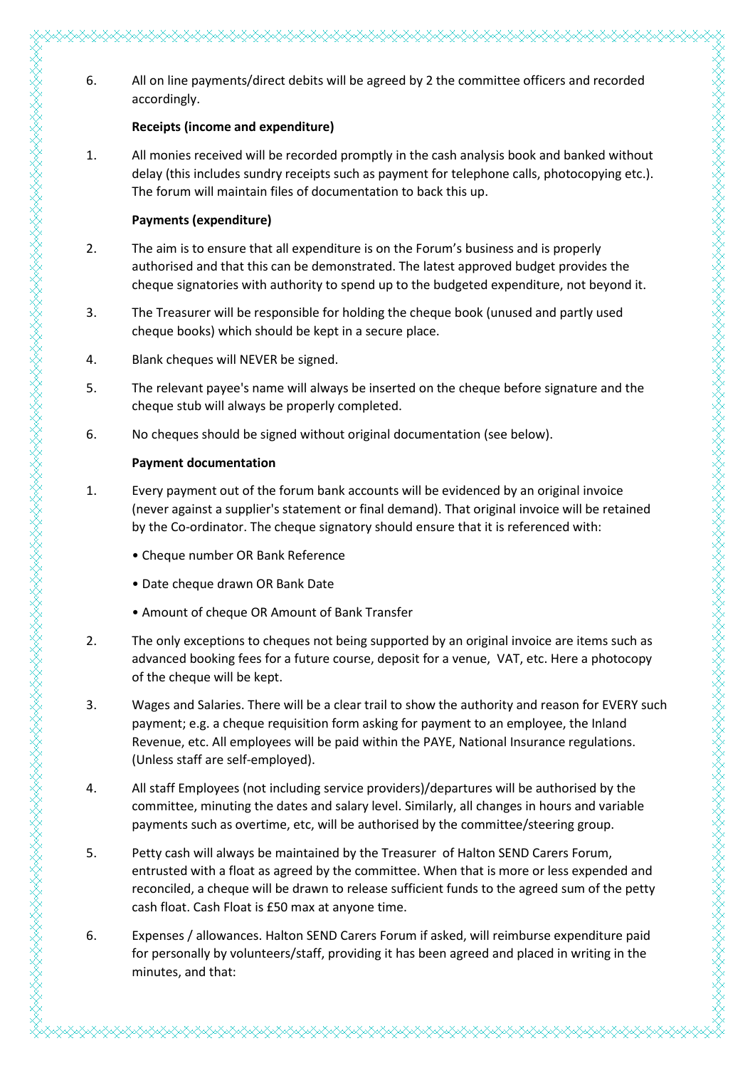6. All on line payments/direct debits will be agreed by 2 the committee officers and recorded accordingly.

**Receipts (income and expenditure)**

1. All monies received will be recorded promptly in the cash analysis book and banked without delay (this includes sundry receipts such as payment for telephone calls, photocopying etc.). The forum will maintain files of documentation to back this up.

**Payments (expenditure)**

2. The aim is to ensure that all expenditure is on the Forum's business and is properly authorised and that this can be demonstrated. The latest approved budget provides the cheque signatories with authority to spend up to the budgeted expenditure, not beyond it.

3. The Treasurer will be responsible for holding the cheque book (unused and partly used cheque books) which should be kept in a secure place.

4. Blank cheques will NEVER be signed.

5. The relevant payee's name will always be inserted on the cheque before signature and the cheque stub will always be properly completed.

6. No cheques should be signed without original documentation (see below).

**Payment documentation**

1. Every payment out of the forum bank accounts will be evidenced by an original invoice (never against a supplier's statement or final demand). That original invoice will be retained by the Co-ordinator. The cheque signatory should ensure that it is referenced with:

   • Cheque number OR Bank Reference

   • Date cheque drawn OR Bank Date

   • Amount of cheque OR Amount of Bank Transfer

2. The only exceptions to cheques not being supported by an original invoice are items such as advanced booking fees for a future course, deposit for a venue, VAT, etc. Here a photocopy of the cheque will be kept.

3. Wages and Salaries. There will be a clear trail to show the authority and reason for EVERY such payment; e.g. a cheque requisition form asking for payment to an employee, the Inland Revenue, etc. All employees will be paid within the PAYE, National Insurance regulations. (Unless staff are self-employed).

4. All staff Employees (not including service providers)/departures will be authorised by the committee, minuting the dates and salary level. Similarly, all changes in hours and variable payments such as overtime, etc, will be authorised by the committee/steering group.

5. Petty cash will always be maintained by the Treasurer of Halton SEND Carers Forum, entrusted with a float as agreed by the committee. When that is more or less expended and reconciled, a cheque will be drawn to release sufficient funds to the agreed sum of the petty cash float. Cash Float is £50 max at anyone time.

6. Expenses / allowances. Halton SEND Carers Forum if asked, will reimburse expenditure paid for personally by volunteers/staff, providing it has been agreed and placed in writing in the minutes, and that: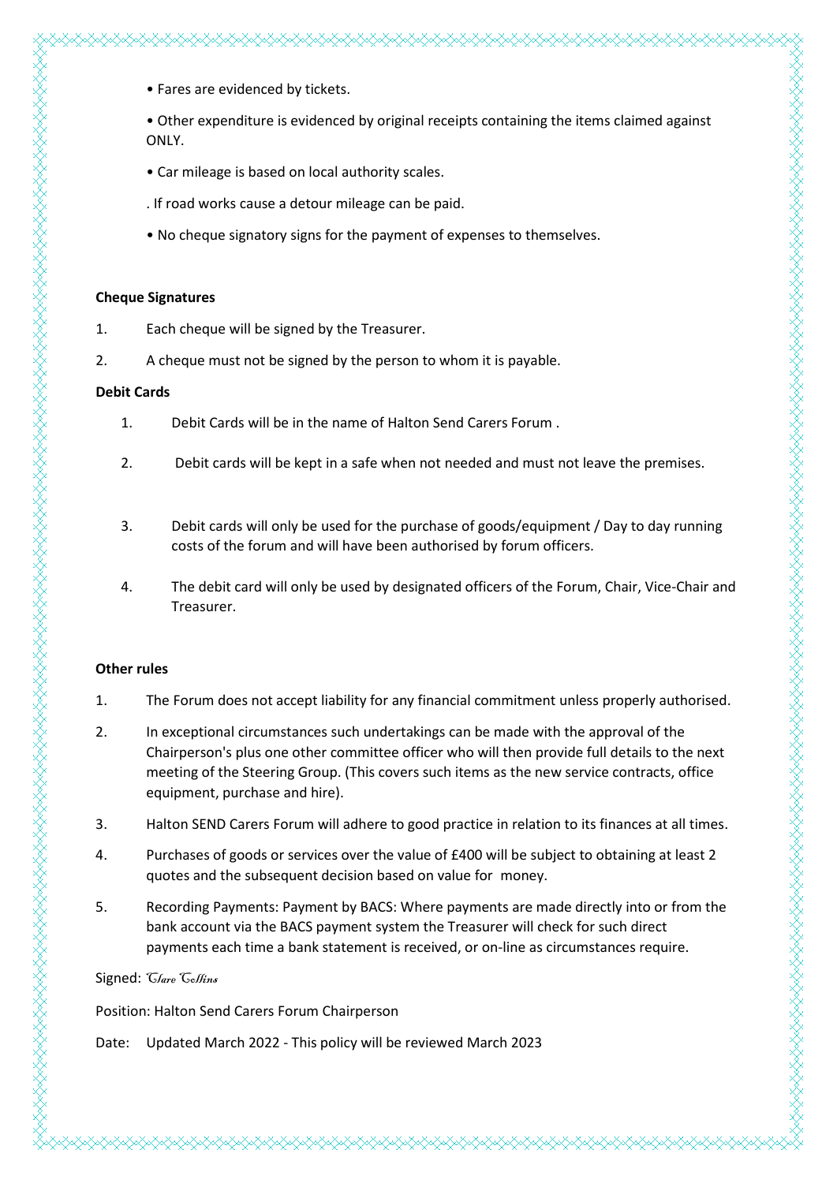- Fares are evidenced by tickets.
- Other expenditure is evidenced by original receipts containing the items claimed against ONLY.
- Car mileage is based on local authority scales.

. If road works cause a detour mileage can be paid.

- No cheque signatory signs for the payment of expenses to themselves.

**Cheque Signatures**

1. Each cheque will be signed by the Treasurer.
2. A cheque must not be signed by the person to whom it is payable.

**Debit Cards**

1. Debit Cards will be in the name of Halton Send Carers Forum .
2. Debit cards will be kept in a safe when not needed and must not leave the premises.
3. Debit cards will only be used for the purchase of goods/equipment / Day to day running costs of the forum and will have been authorised by forum officers.
4. The debit card will only be used by designated officers of the Forum, Chair, Vice-Chair and Treasurer.

**Other rules**

1. The Forum does not accept liability for any financial commitment unless properly authorised.
2. In exceptional circumstances such undertakings can be made with the approval of the Chairperson's plus one other committee officer who will then provide full details to the next meeting of the Steering Group. (This covers such items as the new service contracts, office equipment, purchase and hire).
3. Halton SEND Carers Forum will adhere to good practice in relation to its finances at all times.
4. Purchases of goods or services over the value of £400 will be subject to obtaining at least 2 quotes and the subsequent decision based on value for money.
5. Recording Payments: Payment by BACS: Where payments are made directly into or from the bank account via the BACS payment system the Treasurer will check for such direct payments each time a bank statement is received, or on-line as circumstances require.

Signed: *Clare Collins*

Position: Halton Send Carers Forum Chairperson

Date: Updated March 2022 - This policy will be reviewed March 2023